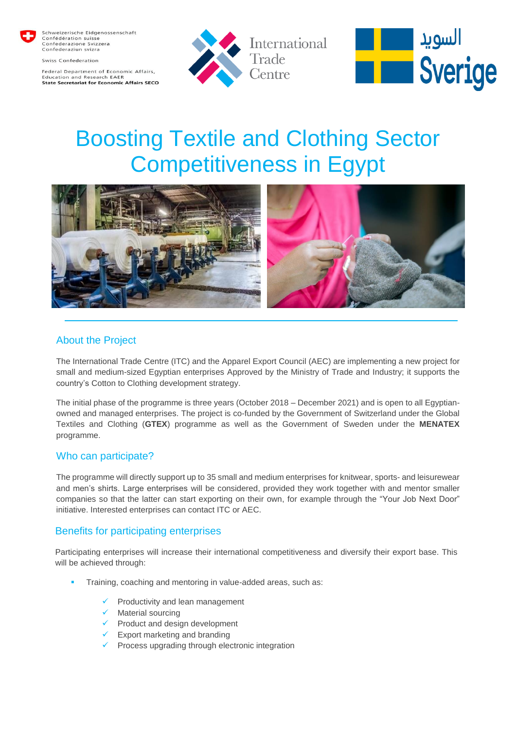Schweizerische Eidgenossenschaft
Confédération suisse
Confederazione Svizzera
Confederaziun svizra

Swiss Confederation

Federal Department of Economic Affairs, Education and Research EAER
**State Secretariat for Economic Affairs SECO**

International Trade Centre

السويد
Sverige

# Boosting Textile and Clothing Sector Competitiveness in Egypt

## About the Project

The International Trade Centre (ITC) and the Apparel Export Council (AEC) are implementing a new project for small and medium-sized Egyptian enterprises Approved by the Ministry of Trade and Industry; it supports the country's Cotton to Clothing development strategy.

The initial phase of the programme is three years (October 2018 – December 2021) and is open to all Egyptian-owned and managed enterprises. The project is co-funded by the Government of Switzerland under the Global Textiles and Clothing (**GTEX**) programme as well as the Government of Sweden under the **MENATEX** programme.

## Who can participate?

The programme will directly support up to 35 small and medium enterprises for knitwear, sports- and leisurewear and men's shirts. Large enterprises will be considered, provided they work together with and mentor smaller companies so that the latter can start exporting on their own, for example through the "Your Job Next Door" initiative. Interested enterprises can contact ITC or AEC.

## Benefits for participating enterprises

Participating enterprises will increase their international competitiveness and diversify their export base. This will be achieved through:

- Training, coaching and mentoring in value-added areas, such as:
  - ✓ Productivity and lean management
  - ✓ Material sourcing
  - ✓ Product and design development
  - ✓ Export marketing and branding
  - ✓ Process upgrading through electronic integration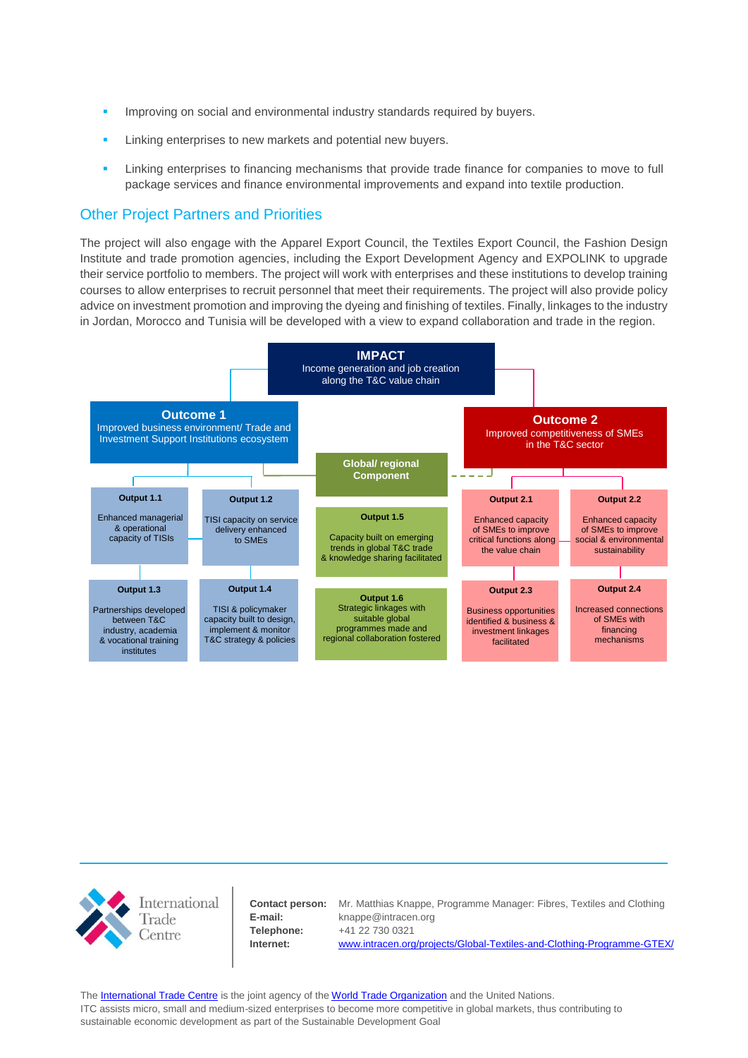- Improving on social and environmental industry standards required by buyers.
- Linking enterprises to new markets and potential new buyers.
- Linking enterprises to financing mechanisms that provide trade finance for companies to move to full package services and finance environmental improvements and expand into textile production.

## Other Project Partners and Priorities

The project will also engage with the Apparel Export Council, the Textiles Export Council, the Fashion Design Institute and trade promotion agencies, including the Export Development Agency and EXPOLINK to upgrade their service portfolio to members. The project will work with enterprises and these institutions to develop training courses to allow enterprises to recruit personnel that meet their requirements. The project will also provide policy advice on investment promotion and improving the dyeing and finishing of textiles. Finally, linkages to the industry in Jordan, Morocco and Tunisia will be developed with a view to expand collaboration and trade in the region.

**IMPACT**
Income generation and job creation along the T&C value chain

**Outcome 1**
Improved business environment/ Trade and Investment Support Institutions ecosystem

**Output 1.1**
Enhanced managerial & operational capacity of TISIs

**Output 1.2**
TISI capacity on service delivery enhanced to SMEs

**Output 1.3**
Partnerships developed between T&C industry, academia & vocational training institutes

**Output 1.4**
TISI & policymaker capacity built to design, implement & monitor T&C strategy & policies

**Global/ regional Component**

**Output 1.5**
Capacity built on emerging trends in global T&C trade & knowledge sharing facilitated

**Output 1.6**
Strategic linkages with suitable global programmes made and regional collaboration fostered

**Outcome 2**
Improved competitiveness of SMEs in the T&C sector

**Output 2.1**
Enhanced capacity of SMEs to improve critical functions along the value chain

**Output 2.2**
Enhanced capacity of SMEs to improve social & environmental sustainability

**Output 2.3**
Business opportunities identified & business & investment linkages facilitated

**Output 2.4**
Increased connections of SMEs with financing mechanisms

International Trade Centre

**Contact person:** Mr. Matthias Knappe, Programme Manager: Fibres, Textiles and Clothing
**E-mail:** knappe@intracen.org
**Telephone:** +41 22 730 0321
**Internet:** [www.intracen.org/projects/Global-Textiles-and-Clothing-Programme-GTEX/](www.intracen.org/projects/Global-Textiles-and-Clothing-Programme-GTEX/)

The International Trade Centre is the joint agency of the World Trade Organization and the United Nations. ITC assists micro, small and medium-sized enterprises to become more competitive in global markets, thus contributing to sustainable economic development as part of the Sustainable Development Goal